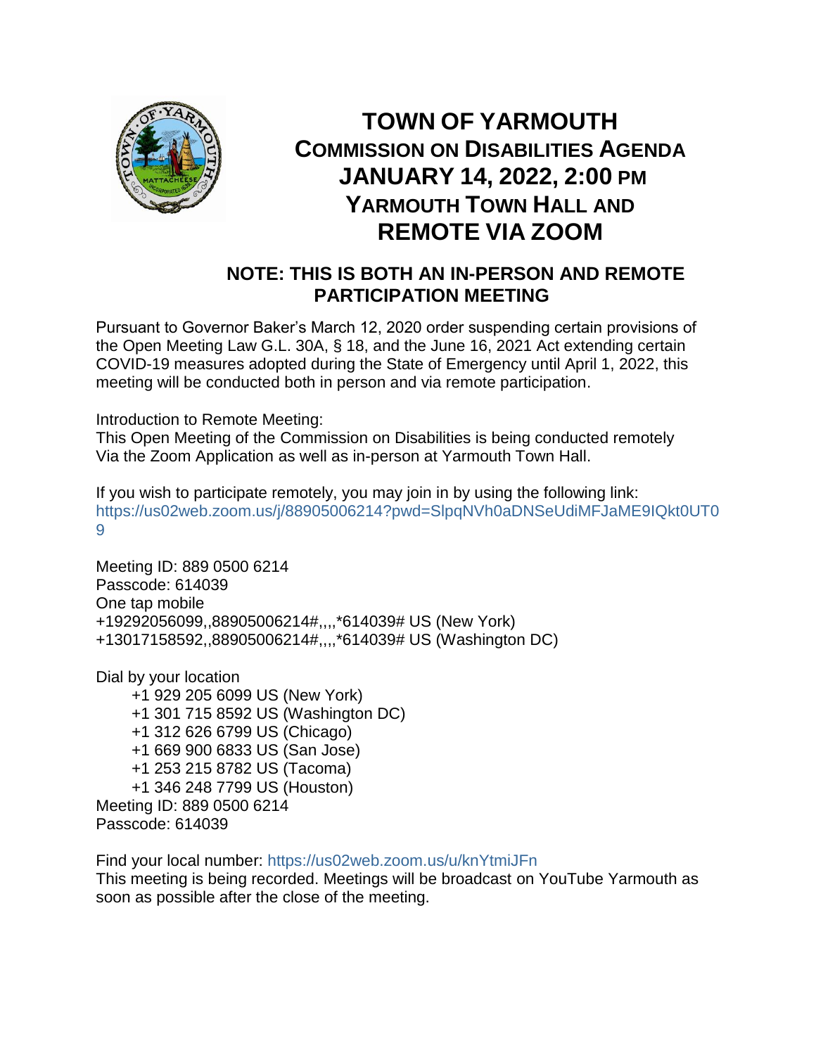# TOWN OF YARMOUTH
## COMMISSION ON DISABILITIES AGENDA
## JANUARY 14, 2022, 2:00 PM
## YARMOUTH TOWN HALL AND
## REMOTE VIA ZOOM

### NOTE: THIS IS BOTH AN IN-PERSON AND REMOTE PARTICIPATION MEETING

Pursuant to Governor Baker's March 12, 2020 order suspending certain provisions of the Open Meeting Law G.L. 30A, § 18, and the June 16, 2021 Act extending certain COVID-19 measures adopted during the State of Emergency until April 1, 2022, this meeting will be conducted both in person and via remote participation.

Introduction to Remote Meeting:
This Open Meeting of the Commission on Disabilities is being conducted remotely Via the Zoom Application as well as in-person at Yarmouth Town Hall.

If you wish to participate remotely, you may join in by using the following link:
https://us02web.zoom.us/j/88905006214?pwd=SlpqNVh0aDNSeUdiMFJaME9IQkt0UT09

Meeting ID: 889 0500 6214
Passcode: 614039
One tap mobile
+19292056099,,88905006214#,,,,*614039# US (New York)
+13017158592,,88905006214#,,,,*614039# US (Washington DC)

Dial by your location
+1 929 205 6099 US (New York)
+1 301 715 8592 US (Washington DC)
+1 312 626 6799 US (Chicago)
+1 669 900 6833 US (San Jose)
+1 253 215 8782 US (Tacoma)
+1 346 248 7799 US (Houston)
Meeting ID: 889 0500 6214
Passcode: 614039

Find your local number: https://us02web.zoom.us/u/knYtmiJFn
This meeting is being recorded. Meetings will be broadcast on YouTube Yarmouth as soon as possible after the close of the meeting.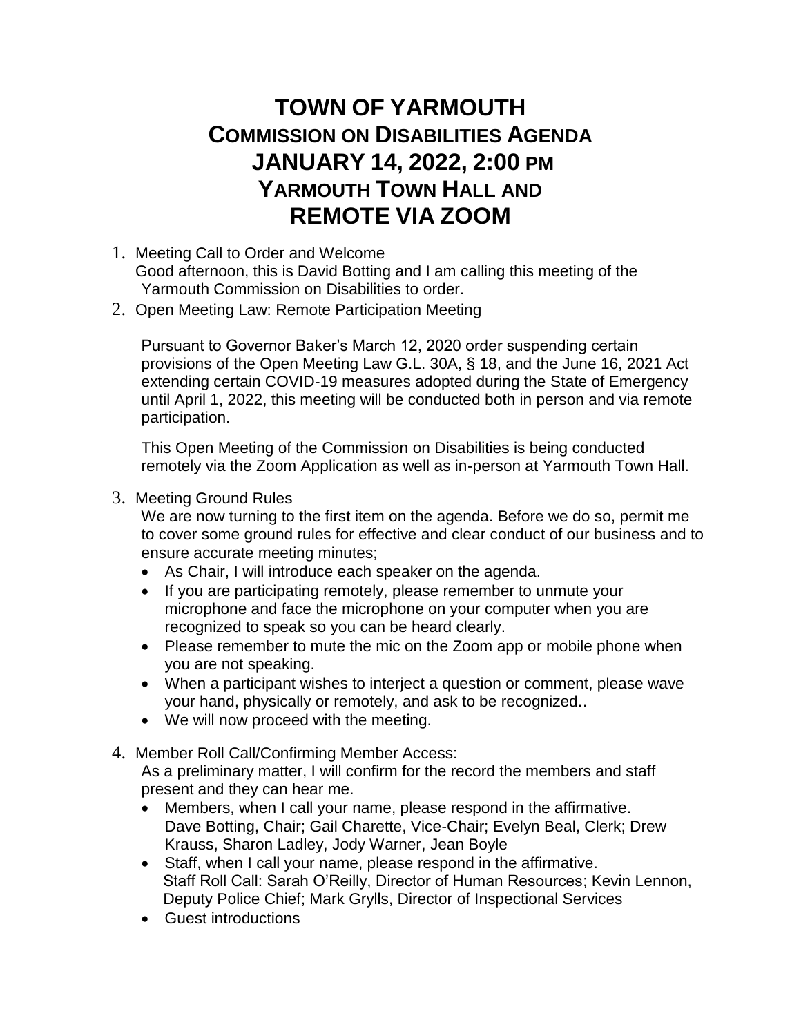# TOWN OF YARMOUTH
## COMMISSION ON DISABILITIES AGENDA
## JANUARY 14, 2022, 2:00 PM
## YARMOUTH TOWN HALL AND
## REMOTE VIA ZOOM

1. Meeting Call to Order and Welcome
   Good afternoon, this is David Botting and I am calling this meeting of the Yarmouth Commission on Disabilities to order.
2. Open Meeting Law: Remote Participation Meeting

   Pursuant to Governor Baker's March 12, 2020 order suspending certain provisions of the Open Meeting Law G.L. 30A, § 18, and the June 16, 2021 Act extending certain COVID-19 measures adopted during the State of Emergency until April 1, 2022, this meeting will be conducted both in person and via remote participation.

   This Open Meeting of the Commission on Disabilities is being conducted remotely via the Zoom Application as well as in-person at Yarmouth Town Hall.

3. Meeting Ground Rules
   We are now turning to the first item on the agenda. Before we do so, permit me to cover some ground rules for effective and clear conduct of our business and to ensure accurate meeting minutes;
   - As Chair, I will introduce each speaker on the agenda.
   - If you are participating remotely, please remember to unmute your microphone and face the microphone on your computer when you are recognized to speak so you can be heard clearly.
   - Please remember to mute the mic on the Zoom app or mobile phone when you are not speaking.
   - When a participant wishes to interject a question or comment, please wave your hand, physically or remotely, and ask to be recognized..
   - We will now proceed with the meeting.

4. Member Roll Call/Confirming Member Access:
   As a preliminary matter, I will confirm for the record the members and staff present and they can hear me.
   - Members, when I call your name, please respond in the affirmative.
     Dave Botting, Chair; Gail Charette, Vice-Chair; Evelyn Beal, Clerk; Drew Krauss, Sharon Ladley, Jody Warner, Jean Boyle
   - Staff, when I call your name, please respond in the affirmative.
     Staff Roll Call: Sarah O'Reilly, Director of Human Resources; Kevin Lennon, Deputy Police Chief; Mark Grylls, Director of Inspectional Services
   - Guest introductions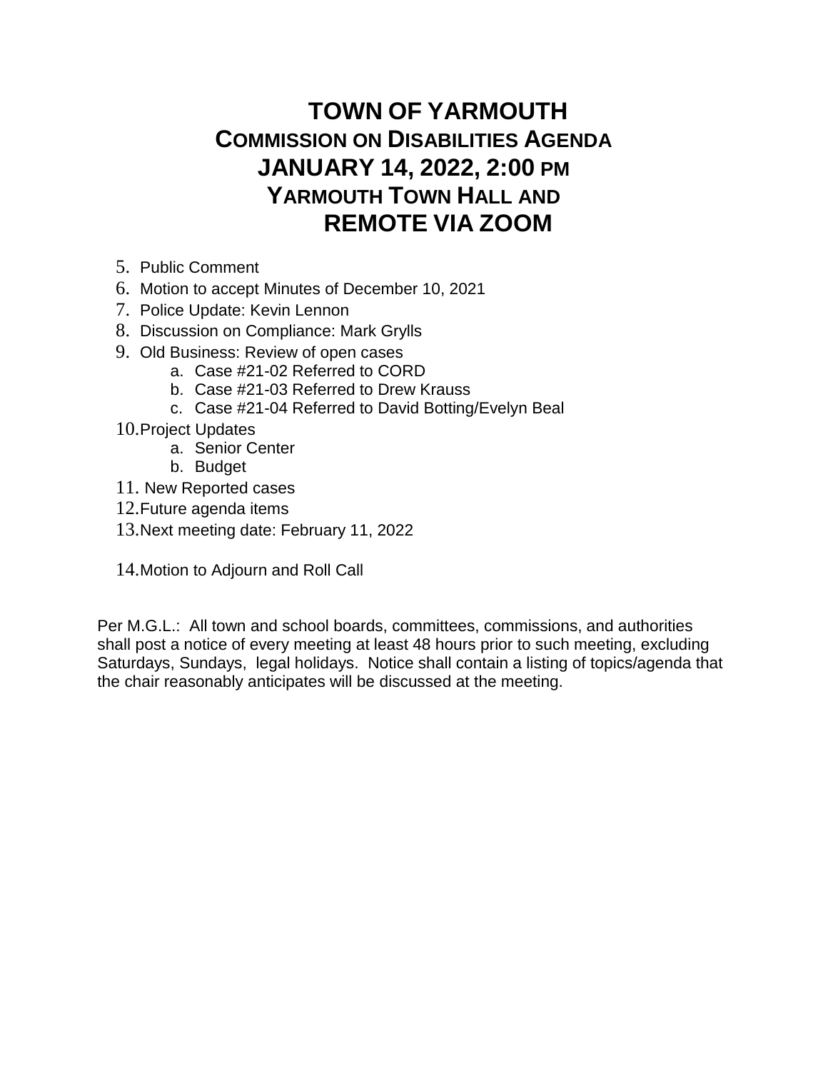# TOWN OF YARMOUTH
## COMMISSION ON DISABILITIES AGENDA
## JANUARY 14, 2022, 2:00 PM
## YARMOUTH TOWN HALL AND
## REMOTE VIA ZOOM

5. Public Comment
6. Motion to accept Minutes of December 10, 2021
7. Police Update: Kevin Lennon
8. Discussion on Compliance: Mark Grylls
9. Old Business: Review of open cases
   a. Case #21-02 Referred to CORD
   b. Case #21-03 Referred to Drew Krauss
   c. Case #21-04 Referred to David Botting/Evelyn Beal
10. Project Updates
    a. Senior Center
    b. Budget
11. New Reported cases
12. Future agenda items
13. Next meeting date: February 11, 2022
14. Motion to Adjourn and Roll Call

Per M.G.L.: All town and school boards, committees, commissions, and authorities shall post a notice of every meeting at least 48 hours prior to such meeting, excluding Saturdays, Sundays, legal holidays. Notice shall contain a listing of topics/agenda that the chair reasonably anticipates will be discussed at the meeting.